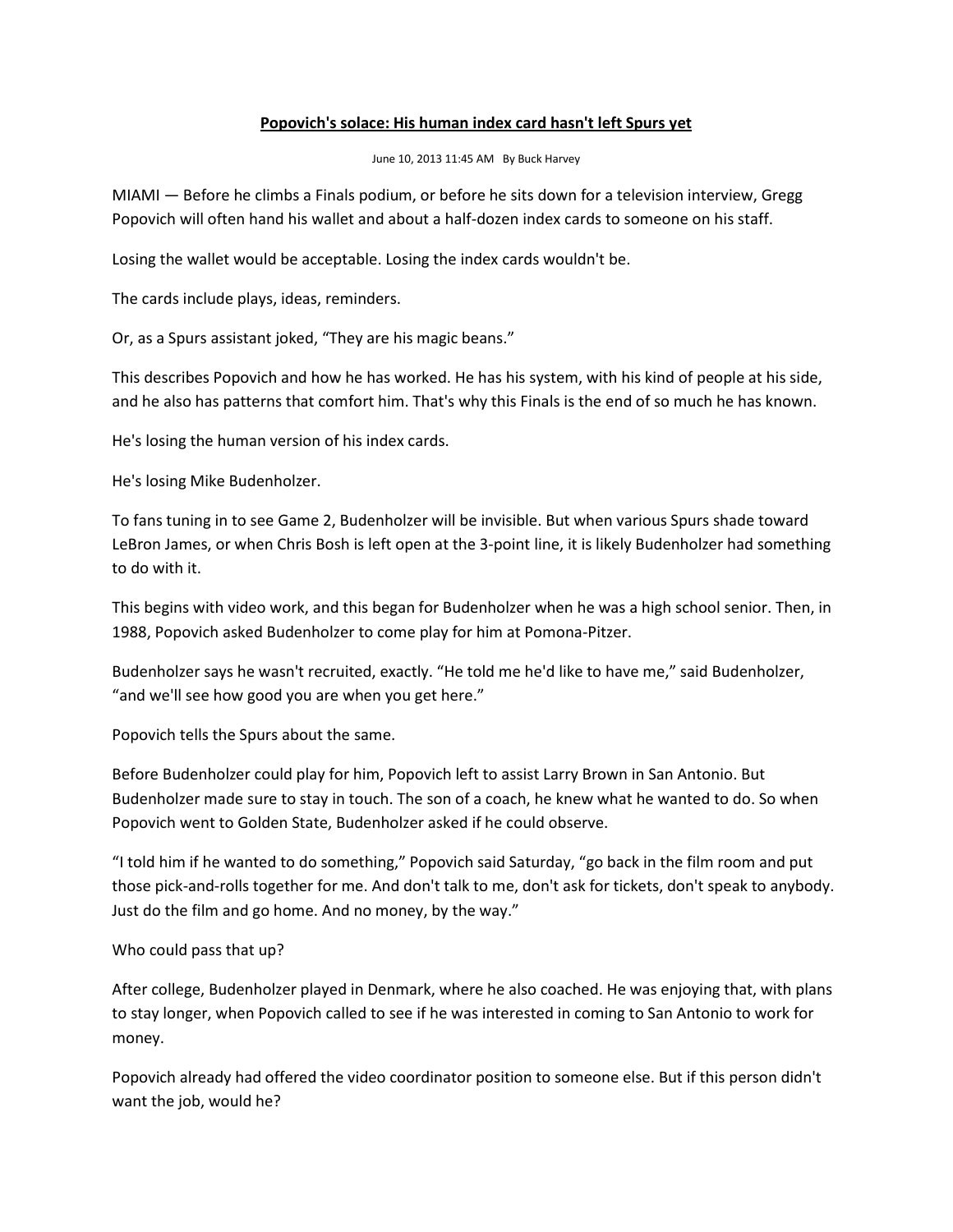# Popovich's solace: His human index card hasn't left Spurs yet

June 10, 2013 11:45 AM By Buck Harvey

MIAMI — Before he climbs a Finals podium, or before he sits down for a television interview, Gregg Popovich will often hand his wallet and about a half-dozen index cards to someone on his staff.

Losing the wallet would be acceptable. Losing the index cards wouldn't be.

The cards include plays, ideas, reminders.

Or, as a Spurs assistant joked, “They are his magic beans.”

This describes Popovich and how he has worked. He has his system, with his kind of people at his side, and he also has patterns that comfort him. That's why this Finals is the end of so much he has known.

He's losing the human version of his index cards.

He's losing Mike Budenholzer.

To fans tuning in to see Game 2, Budenholzer will be invisible. But when various Spurs shade toward LeBron James, or when Chris Bosh is left open at the 3-point line, it is likely Budenholzer had something to do with it.

This begins with video work, and this began for Budenholzer when he was a high school senior. Then, in 1988, Popovich asked Budenholzer to come play for him at Pomona-Pitzer.

Budenholzer says he wasn't recruited, exactly. “He told me he'd like to have me,” said Budenholzer, “and we'll see how good you are when you get here.”

Popovich tells the Spurs about the same.

Before Budenholzer could play for him, Popovich left to assist Larry Brown in San Antonio. But Budenholzer made sure to stay in touch. The son of a coach, he knew what he wanted to do. So when Popovich went to Golden State, Budenholzer asked if he could observe.

“I told him if he wanted to do something,” Popovich said Saturday, “go back in the film room and put those pick-and-rolls together for me. And don't talk to me, don't ask for tickets, don't speak to anybody. Just do the film and go home. And no money, by the way.”

Who could pass that up?

After college, Budenholzer played in Denmark, where he also coached. He was enjoying that, with plans to stay longer, when Popovich called to see if he was interested in coming to San Antonio to work for money.

Popovich already had offered the video coordinator position to someone else. But if this person didn't want the job, would he?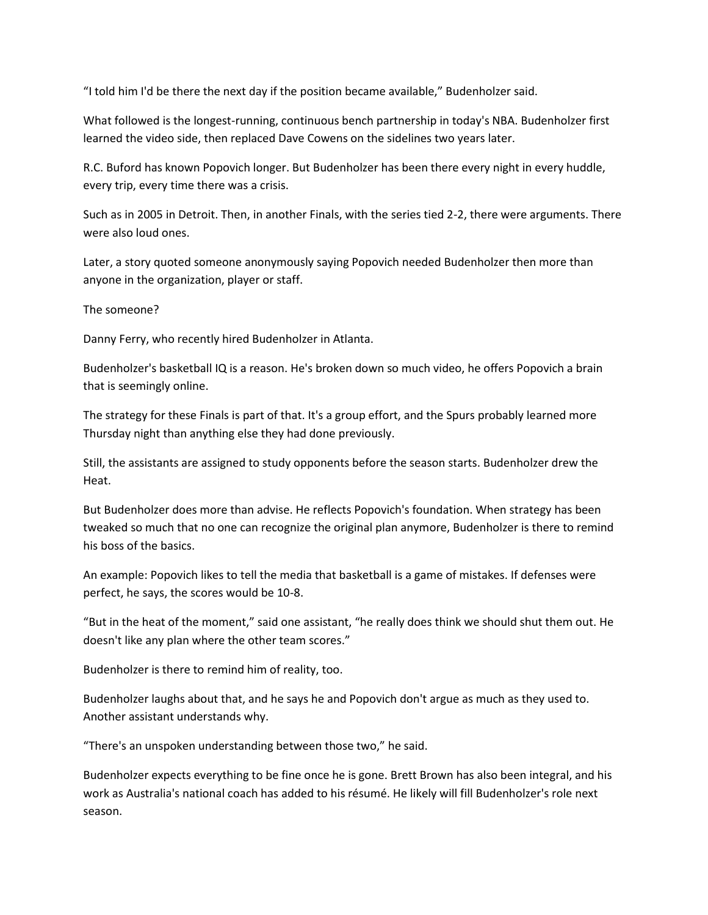"I told him I'd be there the next day if the position became available," Budenholzer said.

What followed is the longest-running, continuous bench partnership in today's NBA. Budenholzer first learned the video side, then replaced Dave Cowens on the sidelines two years later.

R.C. Buford has known Popovich longer. But Budenholzer has been there every night in every huddle, every trip, every time there was a crisis.

Such as in 2005 in Detroit. Then, in another Finals, with the series tied 2-2, there were arguments. There were also loud ones.

Later, a story quoted someone anonymously saying Popovich needed Budenholzer then more than anyone in the organization, player or staff.

The someone?

Danny Ferry, who recently hired Budenholzer in Atlanta.

Budenholzer's basketball IQ is a reason. He's broken down so much video, he offers Popovich a brain that is seemingly online.

The strategy for these Finals is part of that. It's a group effort, and the Spurs probably learned more Thursday night than anything else they had done previously.

Still, the assistants are assigned to study opponents before the season starts. Budenholzer drew the Heat.

But Budenholzer does more than advise. He reflects Popovich's foundation. When strategy has been tweaked so much that no one can recognize the original plan anymore, Budenholzer is there to remind his boss of the basics.

An example: Popovich likes to tell the media that basketball is a game of mistakes. If defenses were perfect, he says, the scores would be 10-8.

"But in the heat of the moment," said one assistant, "he really does think we should shut them out. He doesn't like any plan where the other team scores."

Budenholzer is there to remind him of reality, too.

Budenholzer laughs about that, and he says he and Popovich don't argue as much as they used to. Another assistant understands why.

"There's an unspoken understanding between those two," he said.

Budenholzer expects everything to be fine once he is gone. Brett Brown has also been integral, and his work as Australia's national coach has added to his résumé. He likely will fill Budenholzer's role next season.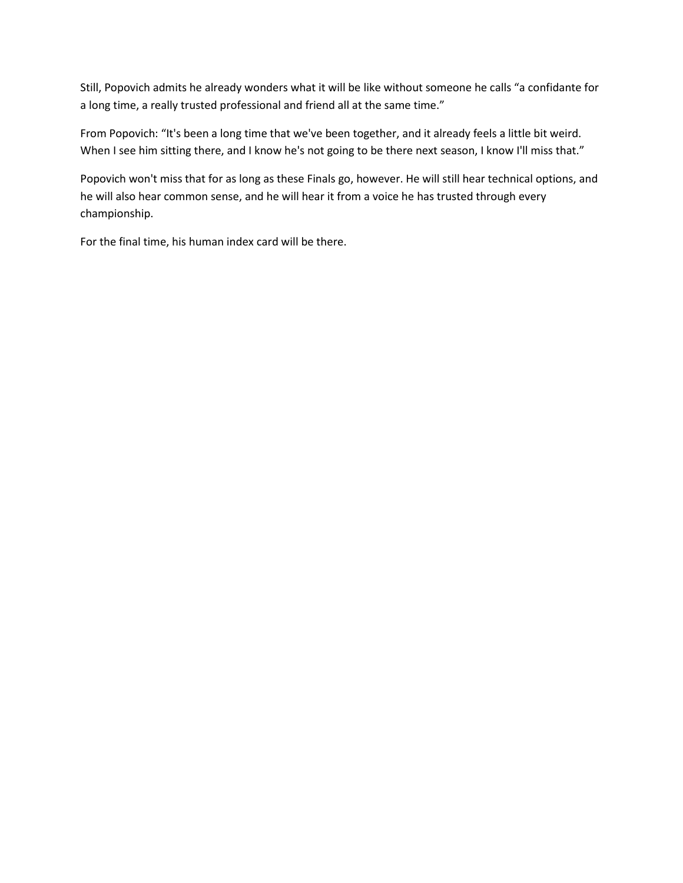Still, Popovich admits he already wonders what it will be like without someone he calls "a confidante for a long time, a really trusted professional and friend all at the same time."

From Popovich: "It's been a long time that we've been together, and it already feels a little bit weird. When I see him sitting there, and I know he's not going to be there next season, I know I'll miss that."

Popovich won't miss that for as long as these Finals go, however. He will still hear technical options, and he will also hear common sense, and he will hear it from a voice he has trusted through every championship.

For the final time, his human index card will be there.